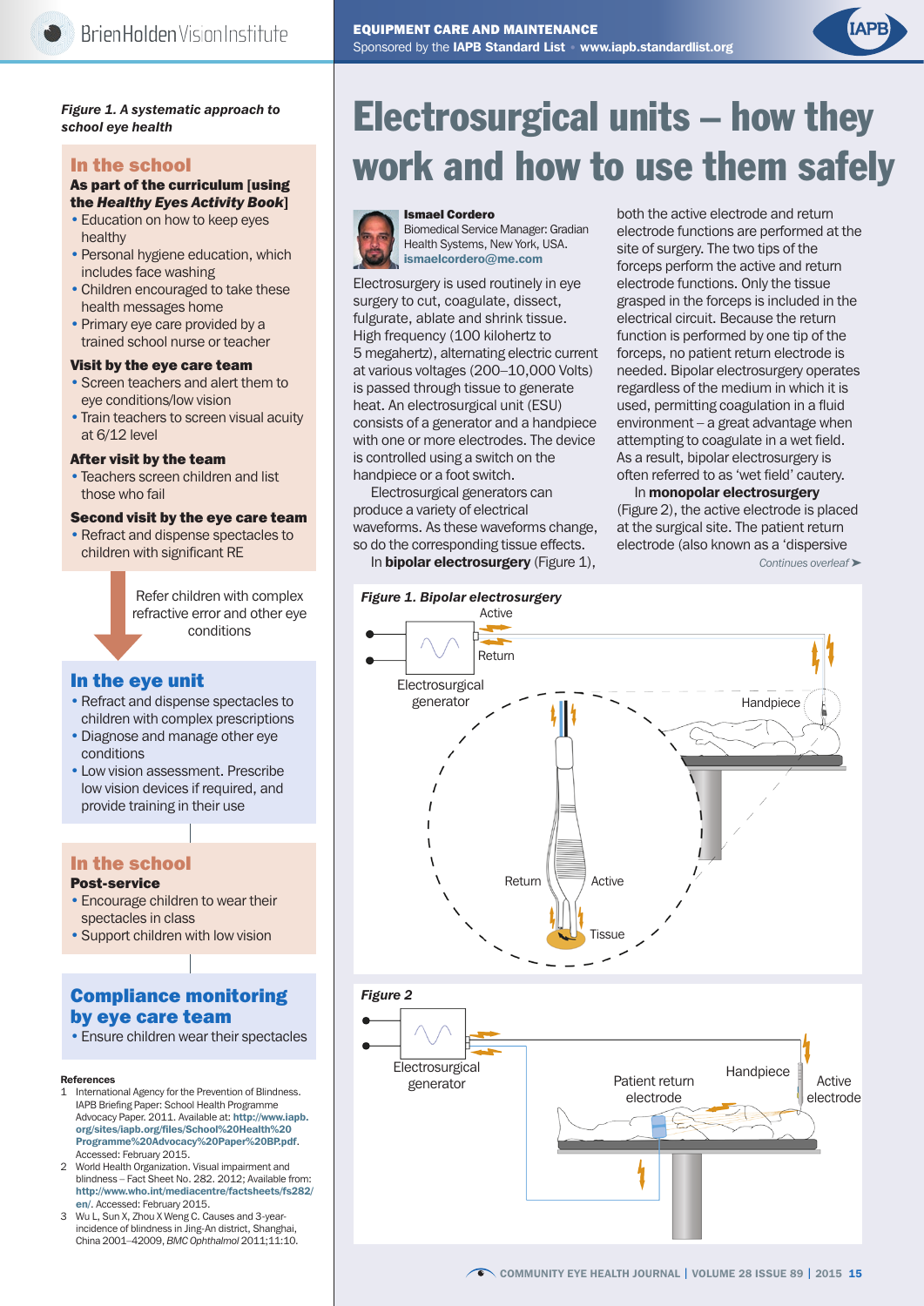*Figure 1. A systematic approach to school eye health*

## In the school

**As part of the curriculum [using the *Healthy Eyes Activity Book*]**

- Education on how to keep eyes healthy
- Personal hygiene education, which includes face washing
- Children encouraged to take these health messages home
- Primary eye care provided by a trained school nurse or teacher

**Visit by the eye care team**

- Screen teachers and alert them to eye conditions/low vision
- Train teachers to screen visual acuity at 6/12 level

**After visit by the team**

- Teachers screen children and list those who fail

**Second visit by the eye care team**

- Refract and dispense spectacles to children with significant RE

Refer children with complex refractive error and other eye conditions

## In the eye unit

- Refract and dispense spectacles to children with complex prescriptions
- Diagnose and manage other eye conditions
- Low vision assessment. Prescribe low vision devices if required, and provide training in their use

## In the school

**Post-service**

- Encourage children to wear their spectacles in class
- Support children with low vision

## Compliance monitoring by eye care team

- Ensure children wear their spectacles

**References**

1. International Agency for the Prevention of Blindness. IAPB Briefing Paper: School Health Programme Advocacy Paper. 2011. Available at: **http://www.iapb.org/sites/iapb.org/files/School%20Health%20Programme%20Advocacy%20Paper%20BP.pdf**. Accessed: February 2015.
2. World Health Organization. Visual impairment and blindness – Fact Sheet No. 282. 2012; Available from: **http://www.who.int/mediacentre/factsheets/fs282/en/**. Accessed: February 2015.
3. Wu L, Sun X, Zhou X Weng C. Causes and 3-year-incidence of blindness in Jing-An district, Shanghai, China 2001–42009, *BMC Ophthalmol* 2011;11:10.

**EQUIPMENT CARE AND MAINTENANCE**
Sponsored by the **IAPB Standard List** • **www.iapb.standardlist.org**

# Electrosurgical units – how they work and how to use them safely

**Ismael Cordero**
Biomedical Service Manager: Gradian Health Systems, New York, USA.
**ismaelcordero@me.com**

Electrosurgery is used routinely in eye surgery to cut, coagulate, dissect, fulgurate, ablate and shrink tissue. High frequency (100 kilohertz to 5 megahertz), alternating electric current at various voltages (200–10,000 Volts) is passed through tissue to generate heat. An electrosurgical unit (ESU) consists of a generator and a handpiece with one or more electrodes. The device is controlled using a switch on the handpiece or a foot switch.

Electrosurgical generators can produce a variety of electrical waveforms. As these waveforms change, so do the corresponding tissue effects.

In **bipolar electrosurgery** (Figure 1), both the active electrode and return electrode functions are performed at the site of surgery. The two tips of the forceps perform the active and return electrode functions. Only the tissue grasped in the forceps is included in the electrical circuit. Because the return function is performed by one tip of the forceps, no patient return electrode is needed. Bipolar electrosurgery operates regardless of the medium in which it is used, permitting coagulation in a fluid environment – a great advantage when attempting to coagulate in a wet field. As a result, bipolar electrosurgery is often referred to as 'wet field' cautery.

In **monopolar electrosurgery** (Figure 2), the active electrode is placed at the surgical site. The patient return electrode (also known as a 'dispersive

*Continues overleaf* ➤

*Figure 1. Bipolar electrosurgery*

Active, Return, Electrosurgical generator, Handpiece, Return, Active, Tissue

*Figure 2*

Electrosurgical generator, Patient return electrode, Handpiece, Active electrode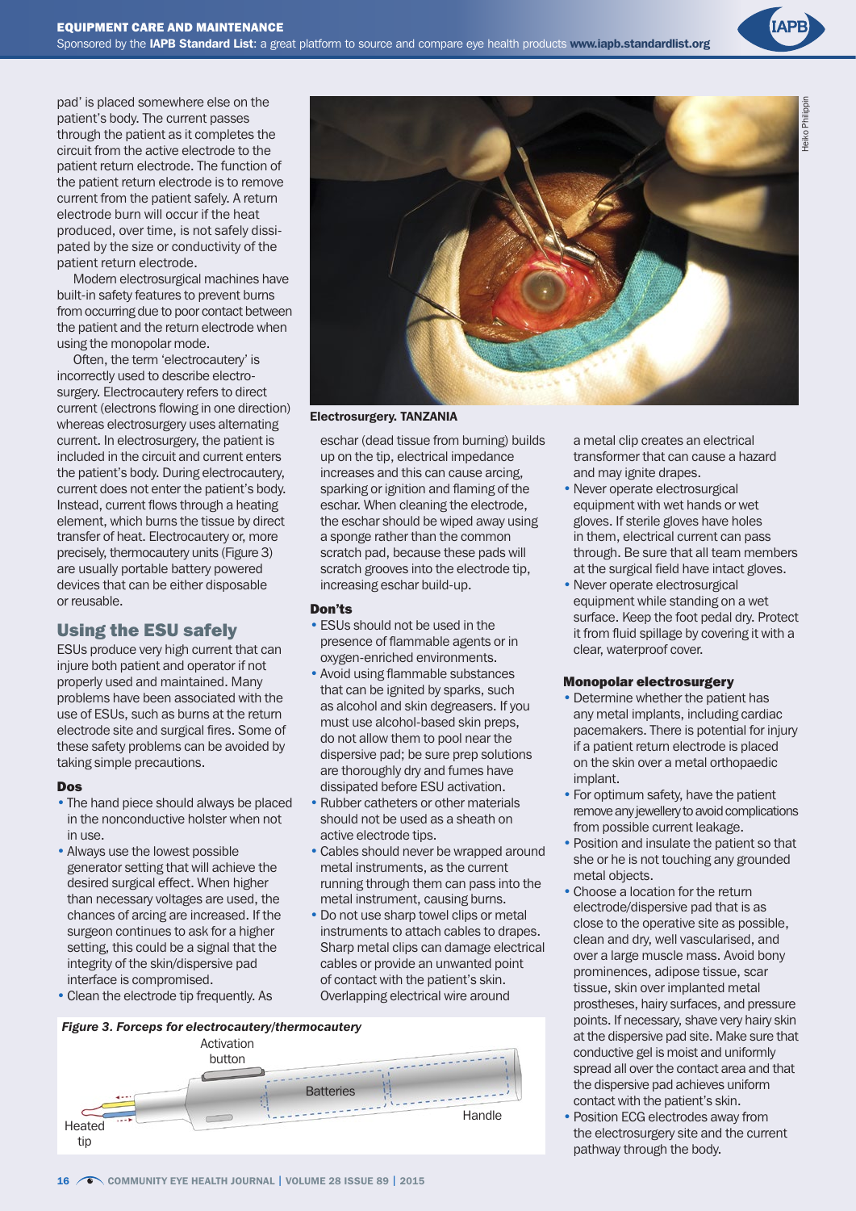pad' is placed somewhere else on the patient's body. The current passes through the patient as it completes the circuit from the active electrode to the patient return electrode. The function of the patient return electrode is to remove current from the patient safely. A return electrode burn will occur if the heat produced, over time, is not safely dissipated by the size or conductivity of the patient return electrode.

Modern electrosurgical machines have built-in safety features to prevent burns from occurring due to poor contact between the patient and the return electrode when using the monopolar mode.

Often, the term 'electrocautery' is incorrectly used to describe electrosurgery. Electrocautery refers to direct current (electrons flowing in one direction) whereas electrosurgery uses alternating current. In electrosurgery, the patient is included in the circuit and current enters the patient's body. During electrocautery, current does not enter the patient's body. Instead, current flows through a heating element, which burns the tissue by direct transfer of heat. Electrocautery or, more precisely, thermocautery units (Figure 3) are usually portable battery powered devices that can be either disposable or reusable.

## Using the ESU safely

ESUs produce very high current that can injure both patient and operator if not properly used and maintained. Many problems have been associated with the use of ESUs, such as burns at the return electrode site and surgical fires. Some of these safety problems can be avoided by taking simple precautions.

### Dos

- The hand piece should always be placed in the nonconductive holster when not in use.
- Always use the lowest possible generator setting that will achieve the desired surgical effect. When higher than necessary voltages are used, the chances of arcing are increased. If the surgeon continues to ask for a higher setting, this could be a signal that the integrity of the skin/dispersive pad interface is compromised.
- Clean the electrode tip frequently. As eschar (dead tissue from burning) builds up on the tip, electrical impedance increases and this can cause arcing, sparking or ignition and flaming of the eschar. When cleaning the electrode, the eschar should be wiped away using a sponge rather than the common scratch pad, because these pads will scratch grooves into the electrode tip, increasing eschar build-up.

Electrosurgery. TANZANIA

Heiko Philippin

### Don'ts

- ESUs should not be used in the presence of flammable agents or in oxygen-enriched environments.
- Avoid using flammable substances that can be ignited by sparks, such as alcohol and skin degreasers. If you must use alcohol-based skin preps, do not allow them to pool near the dispersive pad; be sure prep solutions are thoroughly dry and fumes have dissipated before ESU activation.
- Rubber catheters or other materials should not be used as a sheath on active electrode tips.
- Cables should never be wrapped around metal instruments, as the current running through them can pass into the metal instrument, causing burns.
- Do not use sharp towel clips or metal instruments to attach cables to drapes. Sharp metal clips can damage electrical cables or provide an unwanted point of contact with the patient's skin. Overlapping electrical wire around a metal clip creates an electrical transformer that can cause a hazard and may ignite drapes.
- Never operate electrosurgical equipment with wet hands or wet gloves. If sterile gloves have holes in them, electrical current can pass through. Be sure that all team members at the surgical field have intact gloves.
- Never operate electrosurgical equipment while standing on a wet surface. Keep the foot pedal dry. Protect it from fluid spillage by covering it with a clear, waterproof cover.

*Figure 3. Forceps for electrocautery/thermocautery*

Activation button
Batteries
Handle
Heated tip

### Monopolar electrosurgery

- Determine whether the patient has any metal implants, including cardiac pacemakers. There is potential for injury if a patient return electrode is placed on the skin over a metal orthopaedic implant.
- For optimum safety, have the patient remove any jewellery to avoid complications from possible current leakage.
- Position and insulate the patient so that she or he is not touching any grounded metal objects.
- Choose a location for the return electrode/dispersive pad that is as close to the operative site as possible, clean and dry, well vascularised, and over a large muscle mass. Avoid bony prominences, adipose tissue, scar tissue, skin over implanted metal prostheses, hairy surfaces, and pressure points. If necessary, shave very hairy skin at the dispersive pad site. Make sure that conductive gel is moist and uniformly spread all over the contact area and that the dispersive pad achieves uniform contact with the patient's skin.
- Position ECG electrodes away from the electrosurgery site and the current pathway through the body.